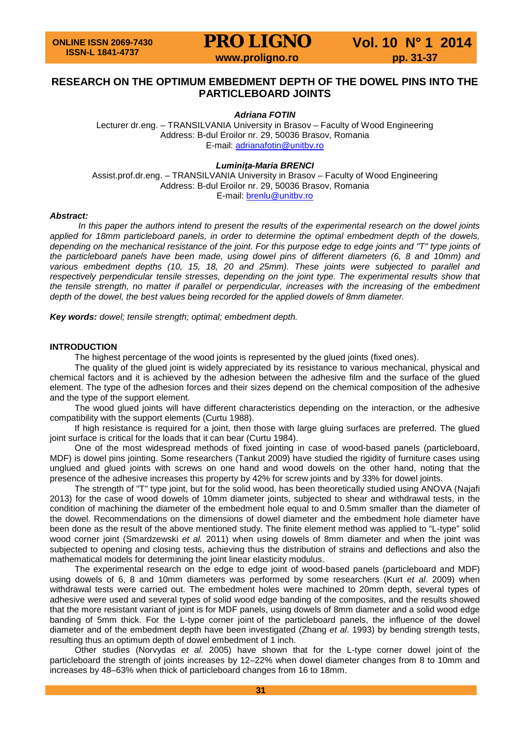# RESEARCH ON THE OPTIMUM EMBEDMENT DEPTH OF THE DOWEL PINS INTO THE PARTICLEBOARD JOINTS

***Adriana FOTIN***

Lecturer dr.eng. – TRANSILVANIA University in Brasov – Faculty of Wood Engineering
Address: B-dul Eroilor nr. 29, 50036 Brasov, Romania
E-mail: adrianafotin@unitbv.ro

***Luminiţa-Maria BRENCI***

Assist.prof.dr.eng. – TRANSILVANIA University in Brasov – Faculty of Wood Engineering
Address: B-dul Eroilor nr. 29, 50036 Brasov, Romania
E-mail: brenlu@unitbv.ro

***Abstract:***

*In this paper the authors intend to present the results of the experimental research on the dowel joints applied for 18mm particleboard panels, in order to determine the optimal embedment depth of the dowels, depending on the mechanical resistance of the joint. For this purpose edge to edge joints and "T" type joints of the particleboard panels have been made, using dowel pins of different diameters (6, 8 and 10mm) and various embedment depths (10, 15, 18, 20 and 25mm). These joints were subjected to parallel and respectively perpendicular tensile stresses, depending on the joint type. The experimental results show that the tensile strength, no matter if parallel or perpendicular, increases with the increasing of the embedment depth of the dowel, the best values being recorded for the applied dowels of 8mm diameter.*

***Key words:*** *dowel; tensile strength; optimal; embedment depth.*

## INTRODUCTION

The highest percentage of the wood joints is represented by the glued joints (fixed ones).

The quality of the glued joint is widely appreciated by its resistance to various mechanical, physical and chemical factors and it is achieved by the adhesion between the adhesive film and the surface of the glued element. The type of the adhesion forces and their sizes depend on the chemical composition of the adhesive and the type of the support element.

The wood glued joints will have different characteristics depending on the interaction, or the adhesive compatibility with the support elements (Curtu 1988).

If high resistance is required for a joint, then those with large gluing surfaces are preferred. The glued joint surface is critical for the loads that it can bear (Curtu 1984).

One of the most widespread methods of fixed jointing in case of wood-based panels (particleboard, MDF) is dowel pins jointing. Some researchers (Tankut 2009) have studied the rigidity of furniture cases using unglued and glued joints with screws on one hand and wood dowels on the other hand, noting that the presence of the adhesive increases this property by 42% for screw joints and by 33% for dowel joints.

The strength of "T" type joint, but for the solid wood, has been theoretically studied using ANOVA (Najafi 2013) for the case of wood dowels of 10mm diameter joints, subjected to shear and withdrawal tests, in the condition of machining the diameter of the embedment hole equal to and 0.5mm smaller than the diameter of the dowel. Recommendations on the dimensions of dowel diameter and the embedment hole diameter have been done as the result of the above mentioned study. The finite element method was applied to "L-type" solid wood corner joint (Smardzewski *et al.* 2011) when using dowels of 8mm diameter and when the joint was subjected to opening and closing tests, achieving thus the distribution of strains and deflections and also the mathematical models for determining the joint linear elasticity modulus.

The experimental research on the edge to edge joint of wood-based panels (particleboard and MDF) using dowels of 6, 8 and 10mm diameters was performed by some researchers (Kurt *et al*. 2009) when withdrawal tests were carried out. The embedment holes were machined to 20mm depth, several types of adhesive were used and several types of solid wood edge banding of the composites, and the results showed that the more resistant variant of joint is for MDF panels, using dowels of 8mm diameter and a solid wood edge banding of 5mm thick. For the L-type corner joint of the particleboard panels, the influence of the dowel diameter and of the embedment depth have been investigated (Zhang *et al*. 1993) by bending strength tests, resulting thus an optimum depth of dowel embedment of 1 inch.

Other studies (Norvydas *et al.* 2005) have shown that for the L-type corner dowel joint of the particleboard the strength of joints increases by 12–22% when dowel diameter changes from 8 to 10mm and increases by 48–63% when thick of particleboard changes from 16 to 18mm.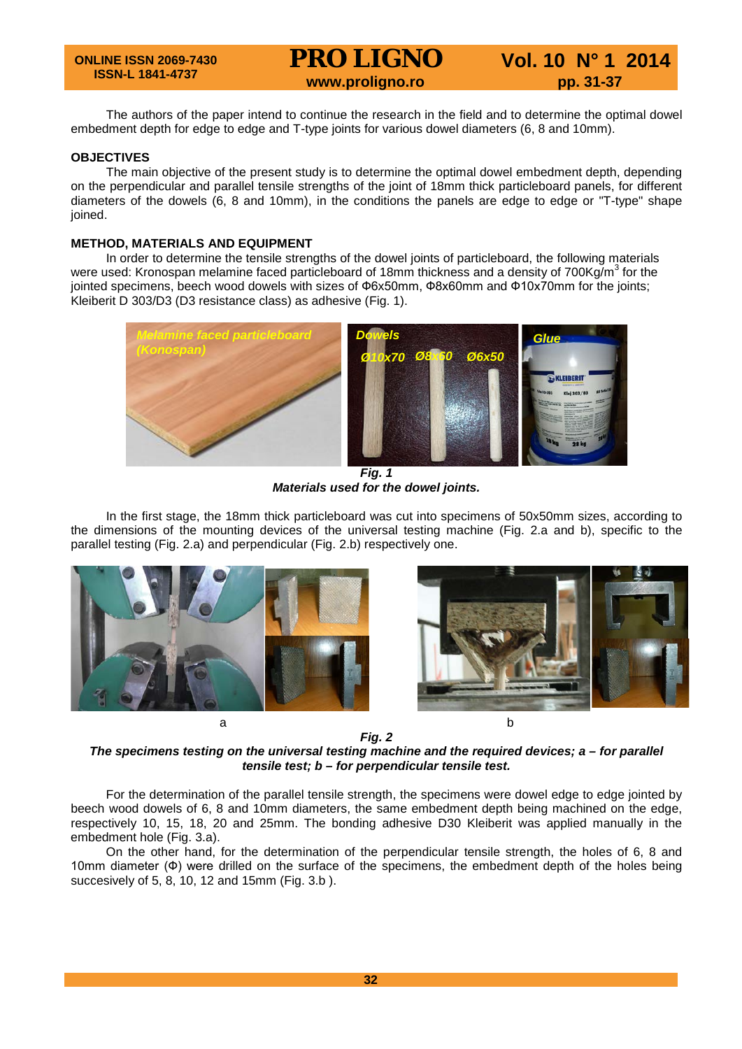The authors of the paper intend to continue the research in the field and to determine the optimal dowel embedment depth for edge to edge and T-type joints for various dowel diameters (6, 8 and 10mm).

## OBJECTIVES

The main objective of the present study is to determine the optimal dowel embedment depth, depending on the perpendicular and parallel tensile strengths of the joint of 18mm thick particleboard panels, for different diameters of the dowels (6, 8 and 10mm), in the conditions the panels are edge to edge or "T-type" shape joined.

## METHOD, MATERIALS AND EQUIPMENT

In order to determine the tensile strengths of the dowel joints of particleboard, the following materials were used: Kronospan melamine faced particleboard of 18mm thickness and a density of 700Kg/m$^3$ for the jointed specimens, beech wood dowels with sizes of Φ6x50mm, Φ8x60mm and Φ10x70mm for the joints; Kleiberit D 303/D3 (D3 resistance class) as adhesive (Fig. 1).

***Fig. 1***
***Materials used for the dowel joints.***

In the first stage, the 18mm thick particleboard was cut into specimens of 50x50mm sizes, according to the dimensions of the mounting devices of the universal testing machine (Fig. 2.a and b), specific to the parallel testing (Fig. 2.a) and perpendicular (Fig. 2.b) respectively one.

***Fig. 2***
***The specimens testing on the universal testing machine and the required devices; a – for parallel tensile test; b – for perpendicular tensile test.***

For the determination of the parallel tensile strength, the specimens were dowel edge to edge jointed by beech wood dowels of 6, 8 and 10mm diameters, the same embedment depth being machined on the edge, respectively 10, 15, 18, 20 and 25mm. The bonding adhesive D30 Kleiberit was applied manually in the embedment hole (Fig. 3.a).

On the other hand, for the determination of the perpendicular tensile strength, the holes of 6, 8 and 10mm diameter (Φ) were drilled on the surface of the specimens, the embedment depth of the holes being succesively of 5, 8, 10, 12 and 15mm (Fig. 3.b ).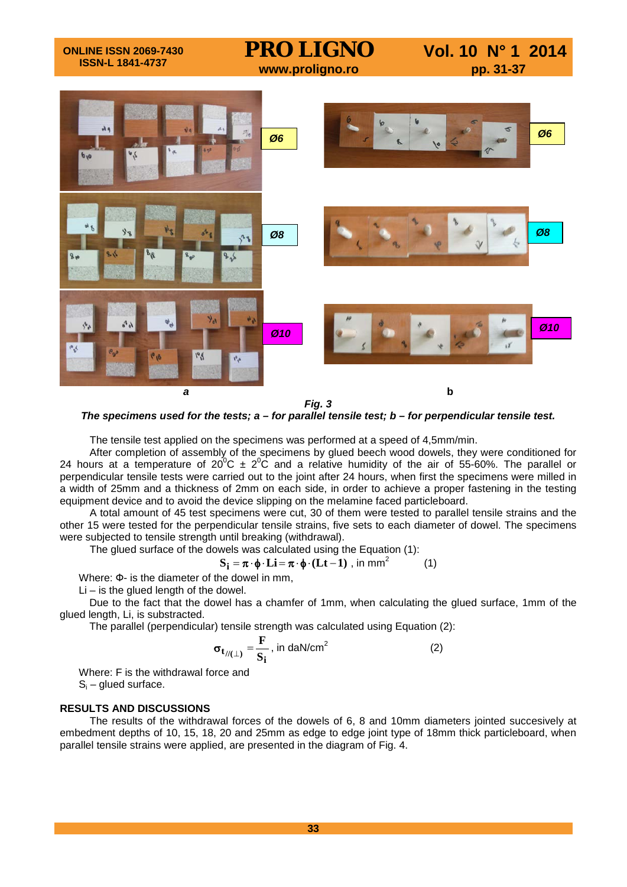a b

*Fig. 3*

***The specimens used for the tests; a – for parallel tensile test; b – for perpendicular tensile test.***

The tensile test applied on the specimens was performed at a speed of 4,5mm/min.

After completion of assembly of the specimens by glued beech wood dowels, they were conditioned for 24 hours at a temperature of $20^0C \pm 2^0C$ and a relative humidity of the air of 55-60%. The parallel or perpendicular tensile tests were carried out to the joint after 24 hours, when first the specimens were milled in a width of 25mm and a thickness of 2mm on each side, in order to achieve a proper fastening in the testing equipment device and to avoid the device slipping on the melamine faced particleboard.

A total amount of 45 test specimens were cut, 30 of them were tested to parallel tensile strains and the other 15 were tested for the perpendicular tensile strains, five sets to each diameter of dowel. The specimens were subjected to tensile strength until breaking (withdrawal).

The glued surface of the dowels was calculated using the Equation (1):

$$\mathbf{S_i} = \pi \cdot \phi \cdot \mathbf{Li} = \pi \cdot \phi \cdot (\mathbf{Lt} - 1) \text{, in mm}^2 \qquad (1)$$

Where: Φ- is the diameter of the dowel in mm,

Li – is the glued length of the dowel.

Due to the fact that the dowel has a chamfer of 1mm, when calculating the glued surface, 1mm of the glued length, Li, is substracted.

The parallel (perpendicular) tensile strength was calculated using Equation (2):

$$\sigma_{t_{//(\perp)}} = \frac{\mathbf{F}}{\mathbf{S_i}} \text{, in daN/cm}^2 \qquad (2)$$

Where: F is the withdrawal force and

$S_i$ – glued surface.

## RESULTS AND DISCUSSIONS

The results of the withdrawal forces of the dowels of 6, 8 and 10mm diameters jointed succesively at embedment depths of 10, 15, 18, 20 and 25mm as edge to edge joint type of 18mm thick particleboard, when parallel tensile strains were applied, are presented in the diagram of Fig. 4.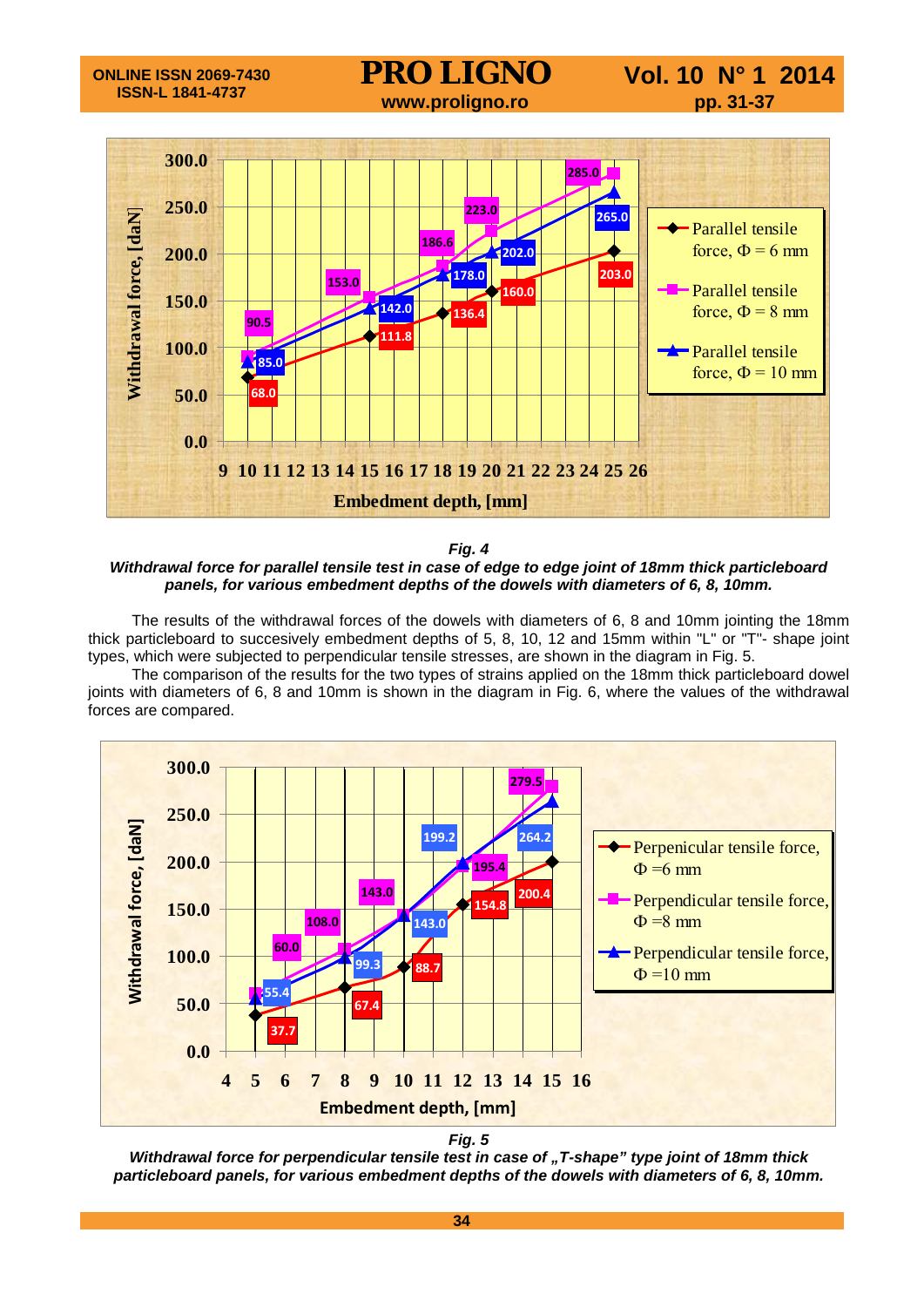**Fig. 4**

***Withdrawal force for parallel tensile test in case of edge to edge joint of 18mm thick particleboard panels, for various embedment depths of the dowels with diameters of 6, 8, 10mm.***

The results of the withdrawal forces of the dowels with diameters of 6, 8 and 10mm jointing the 18mm thick particleboard to succesively embedment depths of 5, 8, 10, 12 and 15mm within "L" or "T"- shape joint types, which were subjected to perpendicular tensile stresses, are shown in the diagram in Fig. 5.

The comparison of the results for the two types of strains applied on the 18mm thick particleboard dowel joints with diameters of 6, 8 and 10mm is shown in the diagram in Fig. 6, where the values of the withdrawal forces are compared.

**Fig. 5**

***Withdrawal force for perpendicular tensile test in case of „T-shape" type joint of 18mm thick particleboard panels, for various embedment depths of the dowels with diameters of 6, 8, 10mm.***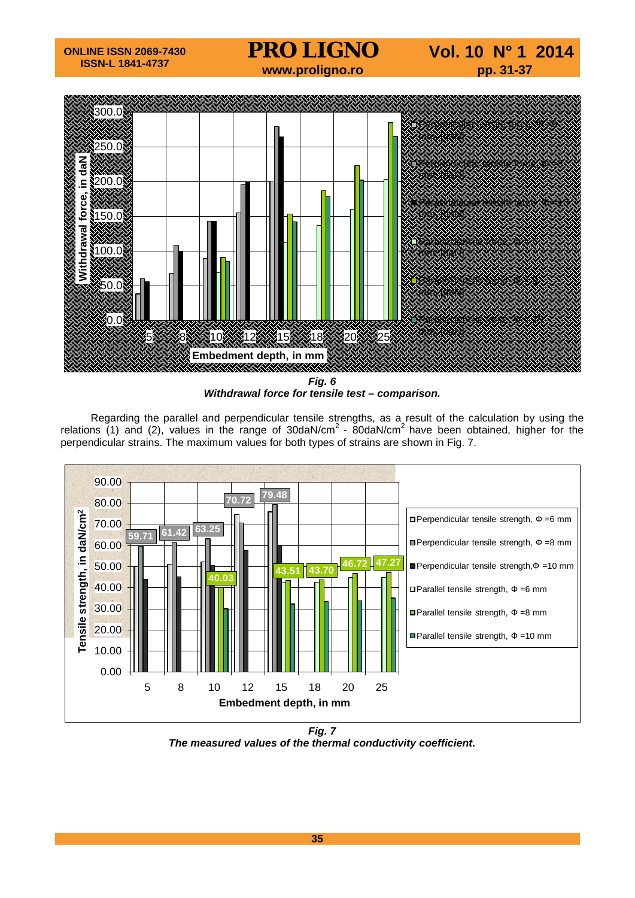*Fig. 6*
***Withdrawal force for tensile test – comparison.***

Regarding the parallel and perpendicular tensile strengths, as a result of the calculation by using the relations (1) and (2), values in the range of 30daN/cm$^2$ - 80daN/cm$^2$ have been obtained, higher for the perpendicular strains. The maximum values for both types of strains are shown in Fig. 7.

*Fig. 7*
***The measured values of the thermal conductivity coefficient.***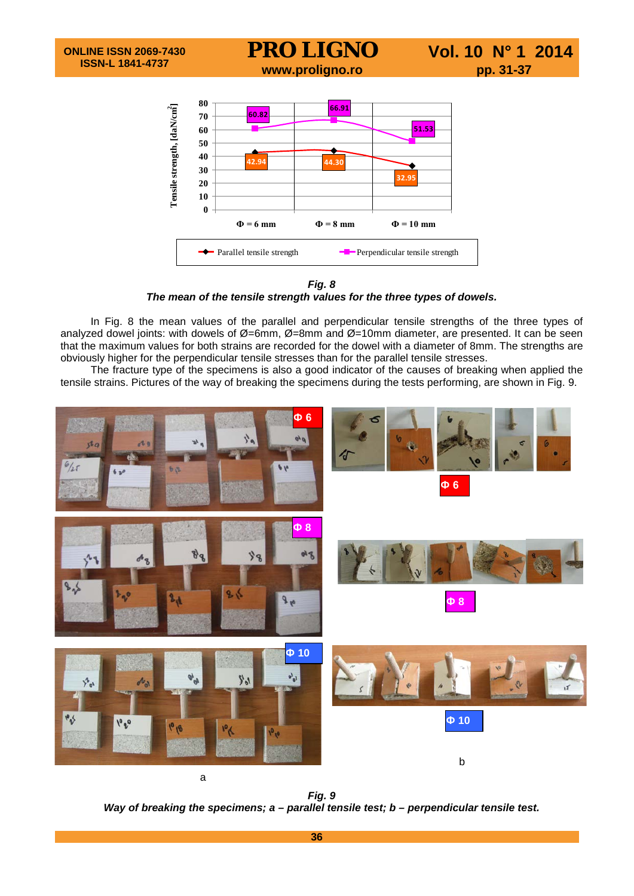*Fig. 8*
***The mean of the tensile strength values for the three types of dowels.***

In Fig. 8 the mean values of the parallel and perpendicular tensile strengths of the three types of analyzed dowel joints: with dowels of Ø=6mm, Ø=8mm and Ø=10mm diameter, are presented. It can be seen that the maximum values for both strains are recorded for the dowel with a diameter of 8mm. The strengths are obviously higher for the perpendicular tensile stresses than for the parallel tensile stresses.

The fracture type of the specimens is also a good indicator of the causes of breaking when applied the tensile strains. Pictures of the way of breaking the specimens during the tests performing, are shown in Fig. 9.

*Fig. 9*
***Way of breaking the specimens; a – parallel tensile test; b – perpendicular tensile test.***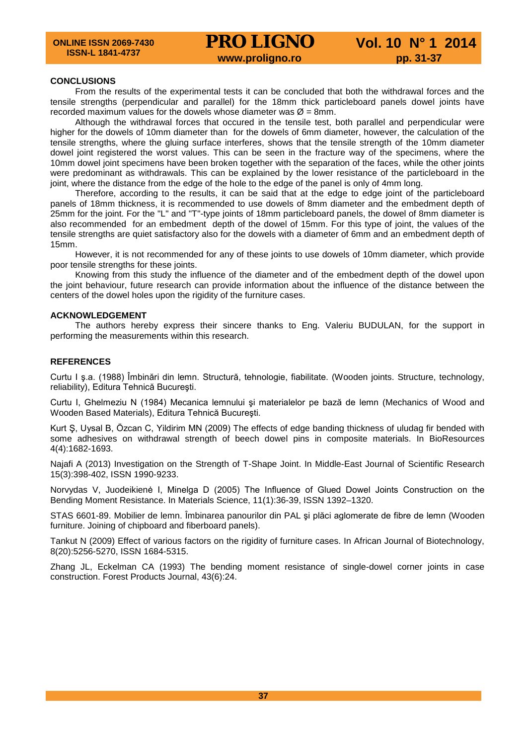## CONCLUSIONS

From the results of the experimental tests it can be concluded that both the withdrawal forces and the tensile strengths (perpendicular and parallel) for the 18mm thick particleboard panels dowel joints have recorded maximum values for the dowels whose diameter was Ø = 8mm.

Although the withdrawal forces that occured in the tensile test, both parallel and perpendicular were higher for the dowels of 10mm diameter than for the dowels of 6mm diameter, however, the calculation of the tensile strengths, where the gluing surface interferes, shows that the tensile strength of the 10mm diameter dowel joint registered the worst values. This can be seen in the fracture way of the specimens, where the 10mm dowel joint specimens have been broken together with the separation of the faces, while the other joints were predominant as withdrawals. This can be explained by the lower resistance of the particleboard in the joint, where the distance from the edge of the hole to the edge of the panel is only of 4mm long.

Therefore, according to the results, it can be said that at the edge to edge joint of the particleboard panels of 18mm thickness, it is recommended to use dowels of 8mm diameter and the embedment depth of 25mm for the joint. For the "L" and "T"-type joints of 18mm particleboard panels, the dowel of 8mm diameter is also recommended for an embedment depth of the dowel of 15mm. For this type of joint, the values of the tensile strengths are quiet satisfactory also for the dowels with a diameter of 6mm and an embedment depth of 15mm.

However, it is not recommended for any of these joints to use dowels of 10mm diameter, which provide poor tensile strengths for these joints.

Knowing from this study the influence of the diameter and of the embedment depth of the dowel upon the joint behaviour, future research can provide information about the influence of the distance between the centers of the dowel holes upon the rigidity of the furniture cases.

## ACKNOWLEDGEMENT

The authors hereby express their sincere thanks to Eng. Valeriu BUDULAN, for the support in performing the measurements within this research.

## REFERENCES

Curtu I ş.a. (1988) Îmbinări din lemn. Structură, tehnologie, fiabilitate. (Wooden joints. Structure, technology, reliability), Editura Tehnică Bucureşti.

Curtu I, Ghelmeziu N (1984) Mecanica lemnului şi materialelor pe bază de lemn (Mechanics of Wood and Wooden Based Materials), Editura Tehnică Bucureşti.

Kurt Ş, Uysal B, Özcan C, Yildirim MN (2009) The effects of edge banding thickness of uludag fir bended with some adhesives on withdrawal strength of beech dowel pins in composite materials. In BioResources 4(4):1682-1693.

Najafi A (2013) Investigation on the Strength of T-Shape Joint. In Middle-East Journal of Scientific Research 15(3):398-402, ISSN 1990-9233.

Norvydas V, Juodeikienė I, Minelga D (2005) The Influence of Glued Dowel Joints Construction on the Bending Moment Resistance. In Materials Science, 11(1):36-39, ISSN 1392–1320.

STAS 6601-89. Mobilier de lemn. Îmbinarea panourilor din PAL şi plăci aglomerate de fibre de lemn (Wooden furniture. Joining of chipboard and fiberboard panels).

Tankut N (2009) Effect of various factors on the rigidity of furniture cases. In African Journal of Biotechnology, 8(20):5256-5270, ISSN 1684-5315.

Zhang JL, Eckelman CA (1993) The bending moment resistance of single-dowel corner joints in case construction. Forest Products Journal, 43(6):24.